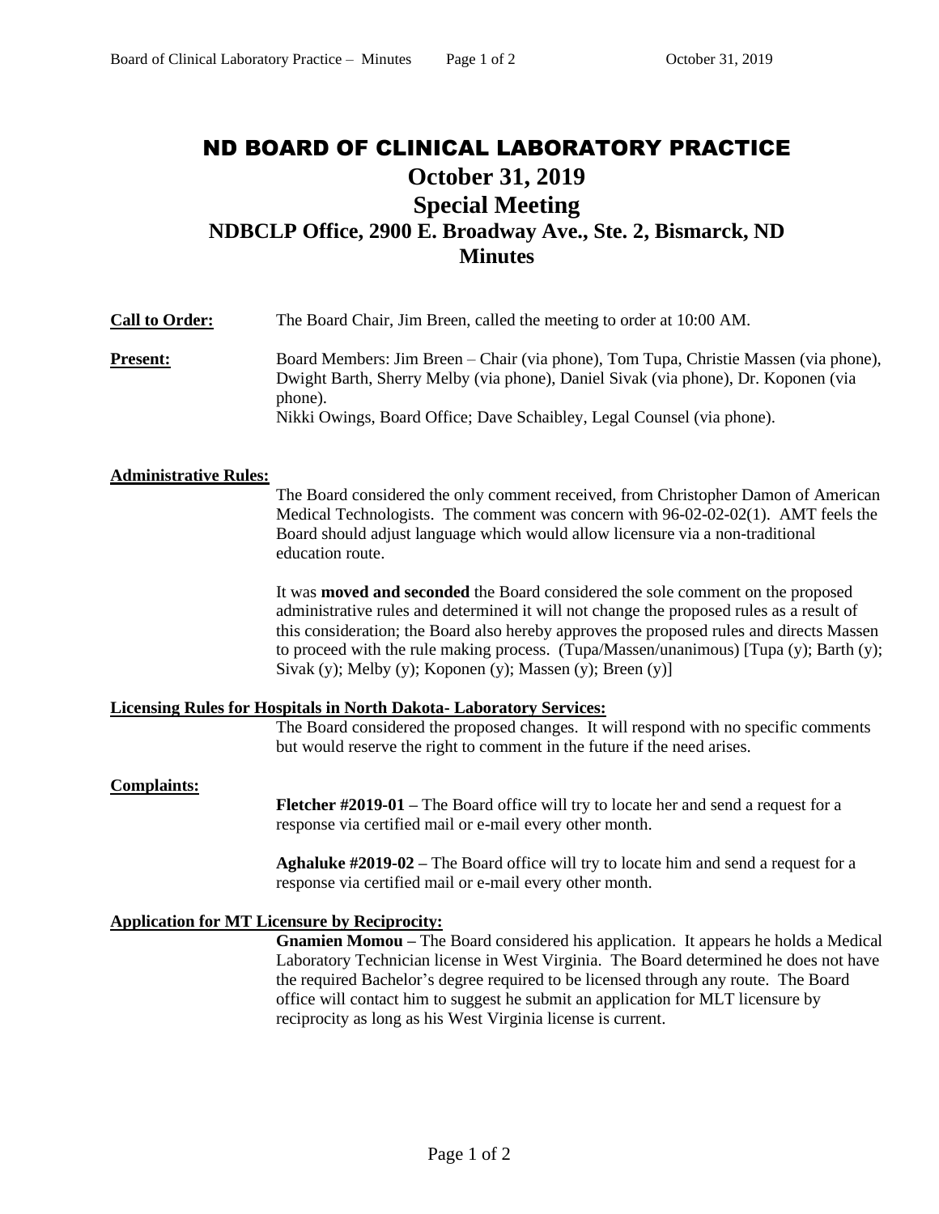# ND BOARD OF CLINICAL LABORATORY PRACTICE

## October 31, 2019

## Special Meeting

## NDBCLP Office, 2900 E. Broadway Ave., Ste. 2, Bismarck, ND

## Minutes

**Call to Order:** The Board Chair, Jim Breen, called the meeting to order at 10:00 AM.

**Present:** Board Members: Jim Breen – Chair (via phone), Tom Tupa, Christie Massen (via phone), Dwight Barth, Sherry Melby (via phone), Daniel Sivak (via phone), Dr. Koponen (via phone).
Nikki Owings, Board Office; Dave Schaibley, Legal Counsel (via phone).

**Administrative Rules:**

The Board considered the only comment received, from Christopher Damon of American Medical Technologists. The comment was concern with 96-02-02-02(1). AMT feels the Board should adjust language which would allow licensure via a non-traditional education route.

It was **moved and seconded** the Board considered the sole comment on the proposed administrative rules and determined it will not change the proposed rules as a result of this consideration; the Board also hereby approves the proposed rules and directs Massen to proceed with the rule making process. (Tupa/Massen/unanimous) [Tupa (y); Barth (y); Sivak (y); Melby (y); Koponen (y); Massen (y); Breen (y)]

**Licensing Rules for Hospitals in North Dakota- Laboratory Services:**

The Board considered the proposed changes. It will respond with no specific comments but would reserve the right to comment in the future if the need arises.

**Complaints:**

**Fletcher #2019-01 –** The Board office will try to locate her and send a request for a response via certified mail or e-mail every other month.

**Aghaluke #2019-02 –** The Board office will try to locate him and send a request for a response via certified mail or e-mail every other month.

**Application for MT Licensure by Reciprocity:**

**Gnamien Momou –** The Board considered his application. It appears he holds a Medical Laboratory Technician license in West Virginia. The Board determined he does not have the required Bachelor's degree required to be licensed through any route. The Board office will contact him to suggest he submit an application for MLT licensure by reciprocity as long as his West Virginia license is current.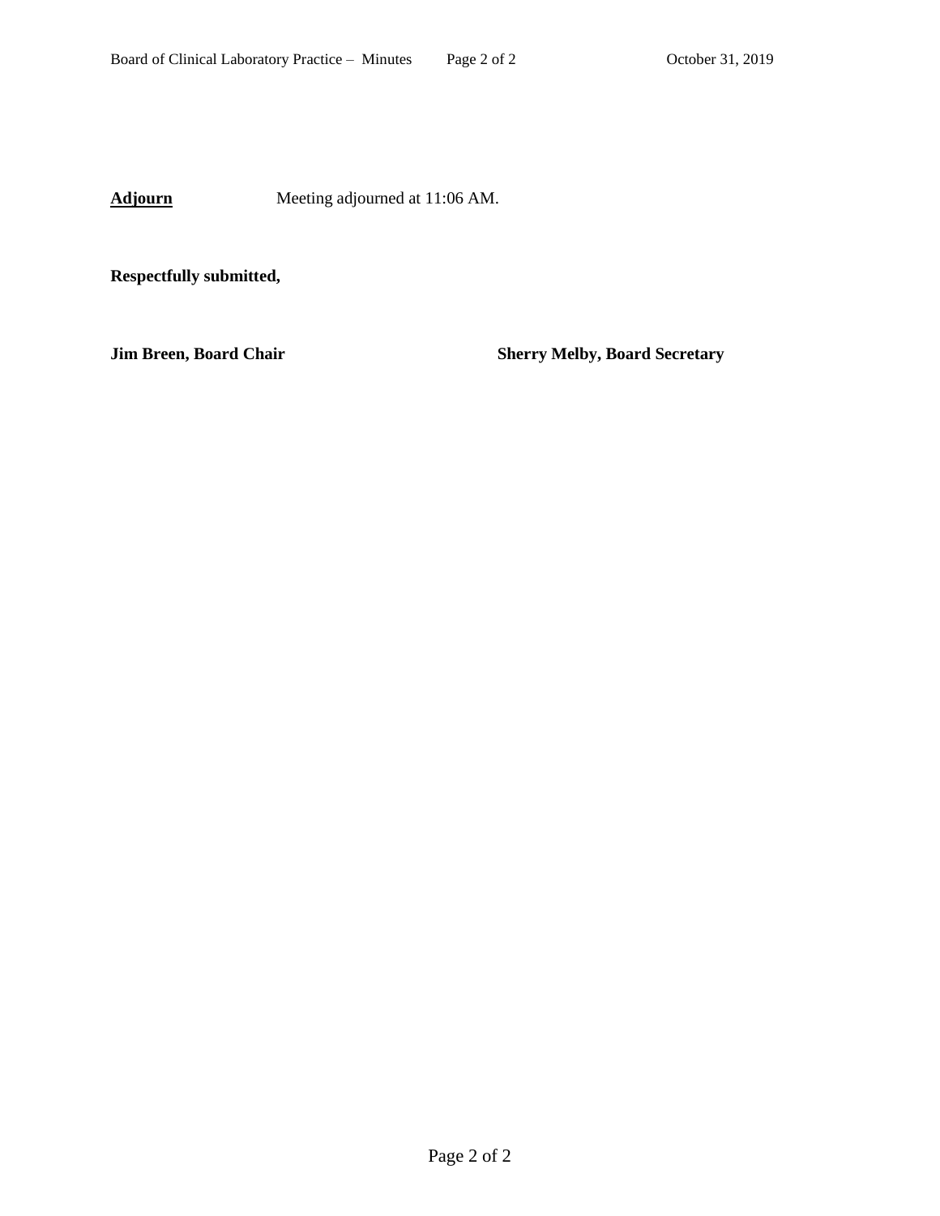**<u>Adjourn</u>** Meeting adjourned at 11:06 AM.

**Respectfully submitted,**

**Jim Breen, Board Chair** **Sherry Melby, Board Secretary**